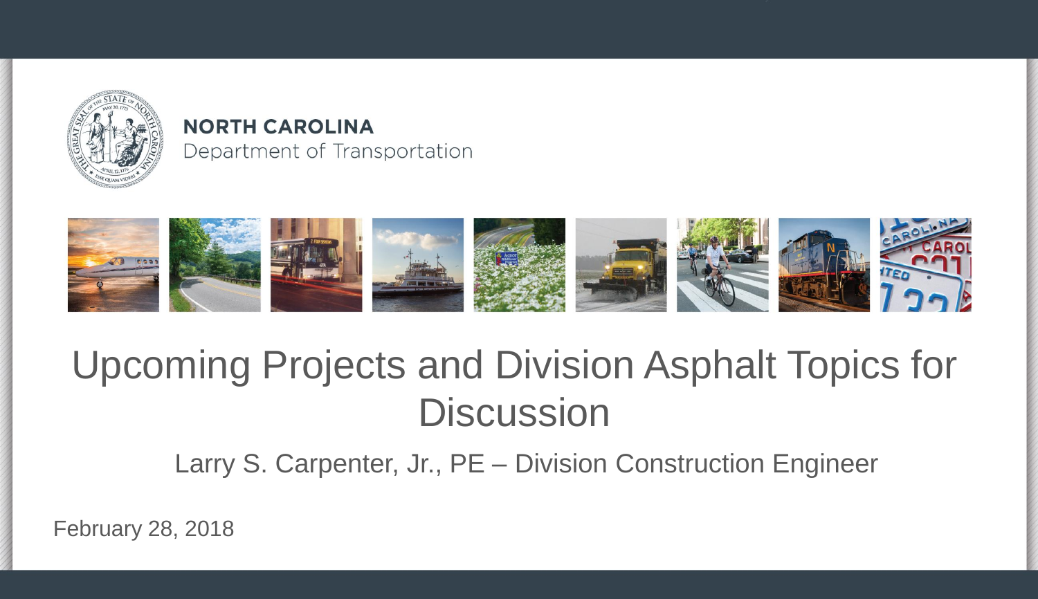**NORTH CAROLINA**
Department of Transportation

# Upcoming Projects and Division Asphalt Topics for Discussion

Larry S. Carpenter, Jr., PE – Division Construction Engineer

February 28, 2018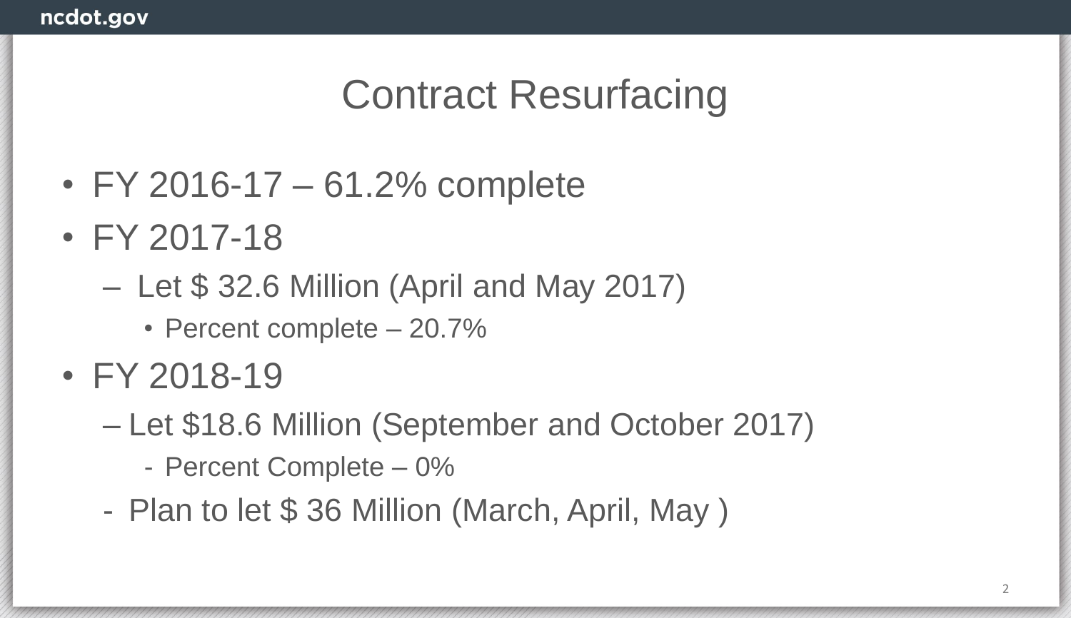# Contract Resurfacing

- FY 2016-17 – 61.2% complete
- FY 2017-18
  - Let $ 32.6 Million (April and May 2017)
    - Percent complete – 20.7%
- FY 2018-19
  - Let $18.6 Million (September and October 2017)
    - Percent Complete – 0%
  - Plan to let $ 36 Million (March, April, May )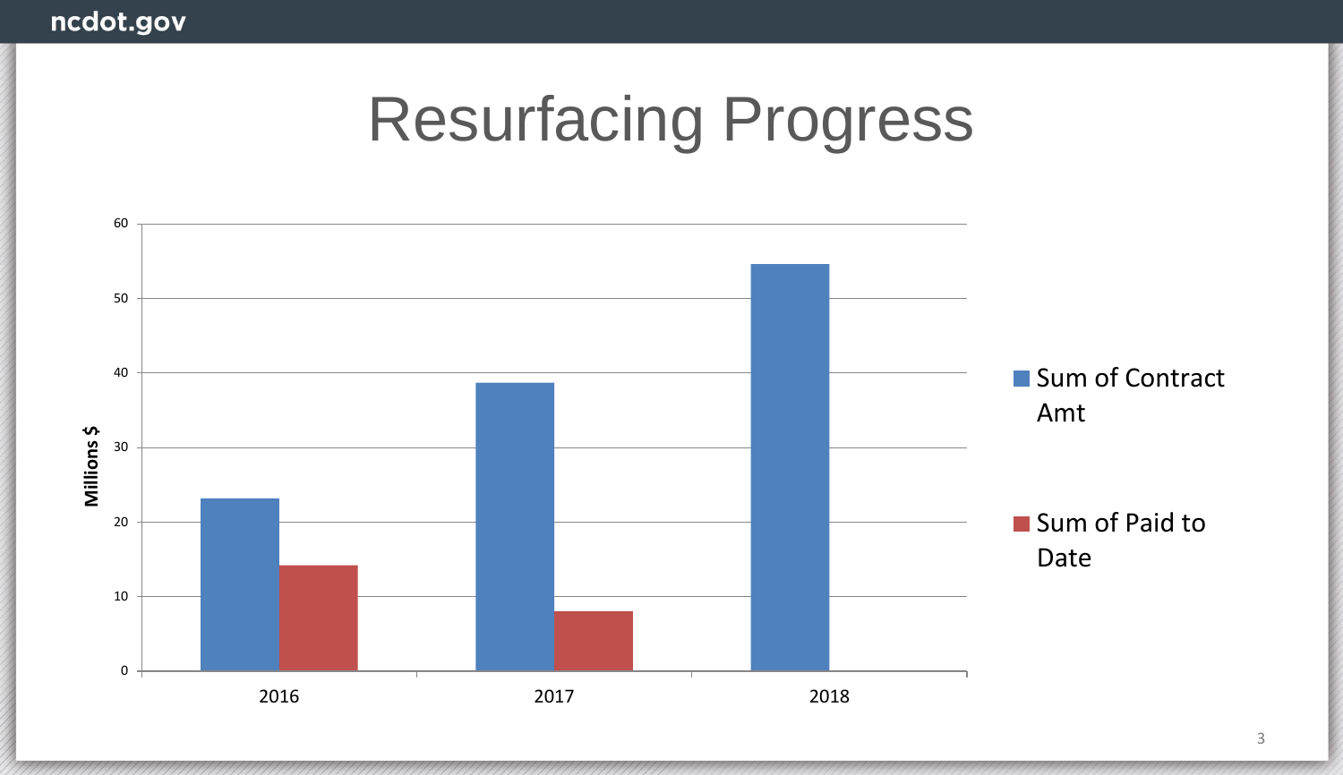# Resurfacing Progress

Millions $

| | Sum of Contract Amt | Sum of Paid to Date |
|---|---|---|
| 2016 | ~23 | ~14 |
| 2017 | ~38.5 | ~8 |
| 2018 | ~54.5 | |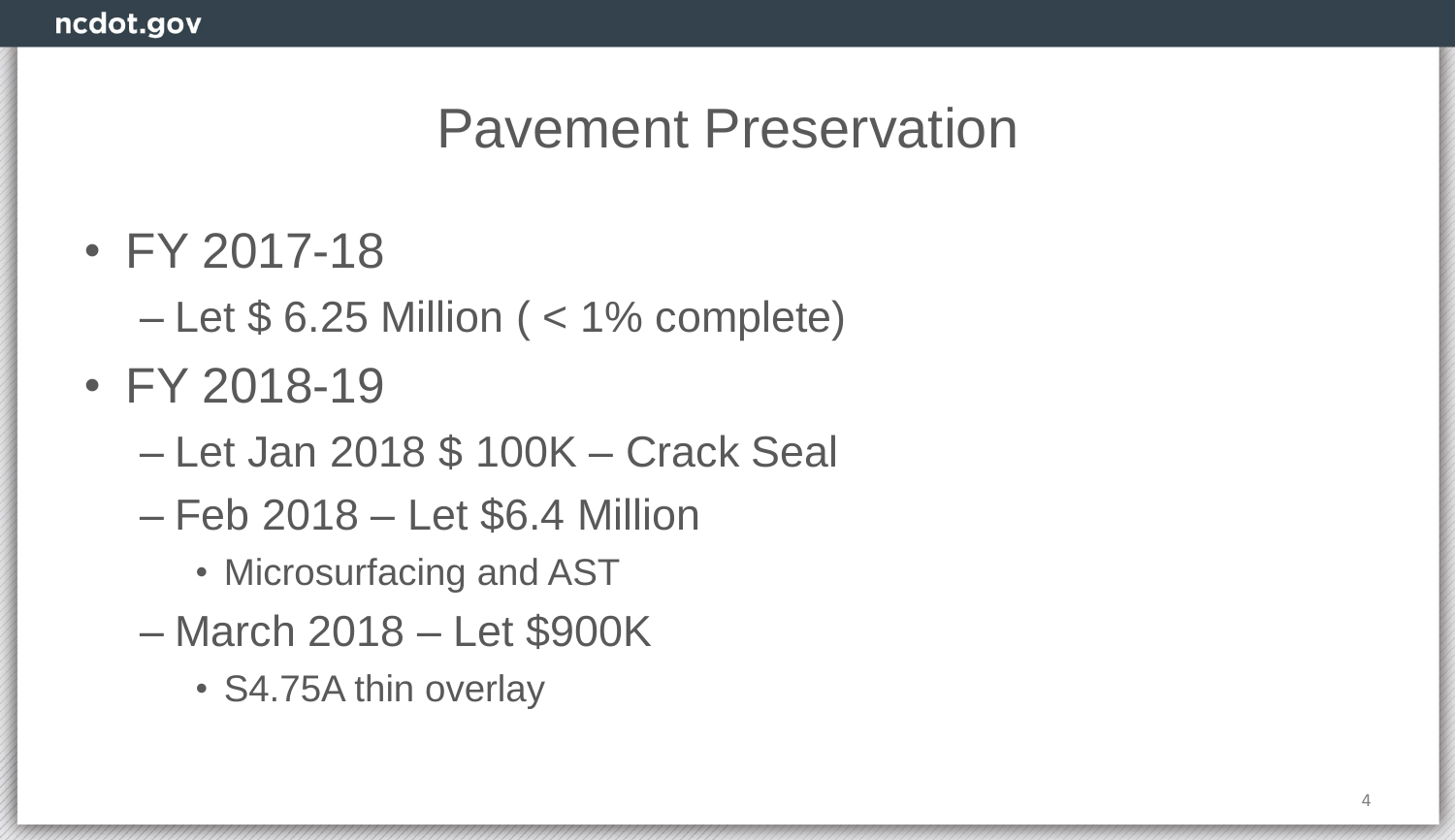# Pavement Preservation

- FY 2017-18
  - Let $ 6.25 Million ( < 1% complete)
- FY 2018-19
  - Let Jan 2018 $ 100K – Crack Seal
  - Feb 2018 – Let $6.4 Million
    - Microsurfacing and AST
  - March 2018 – Let $900K
    - S4.75A thin overlay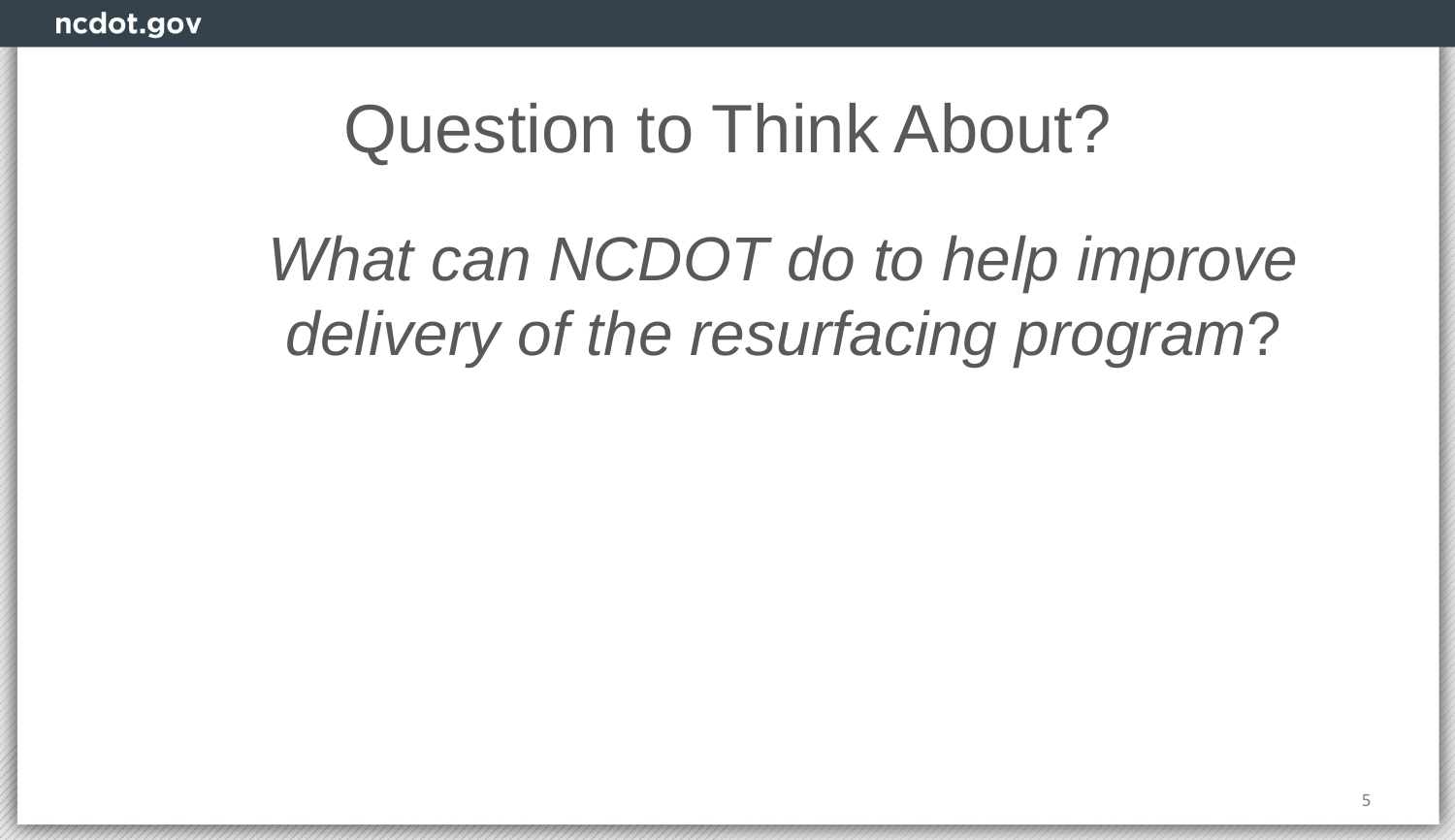# Question to Think About?

*What can NCDOT do to help improve delivery of the resurfacing program*?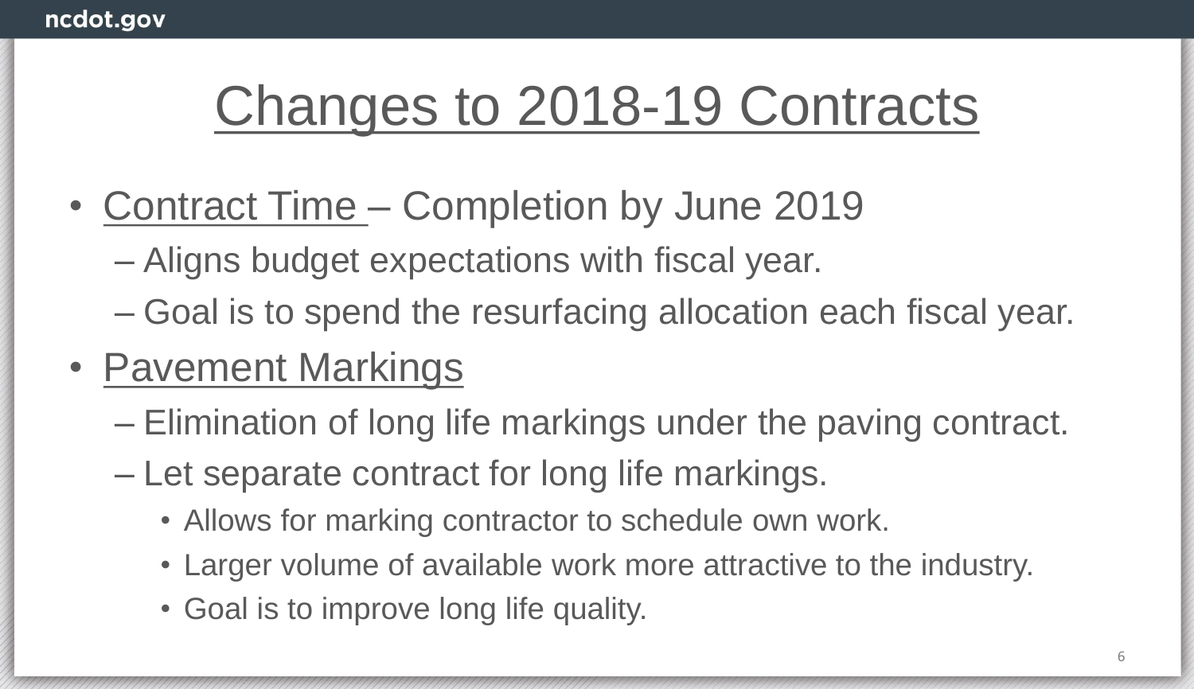# Changes to 2018-19 Contracts

- Contract Time – Completion by June 2019
  - Aligns budget expectations with fiscal year.
  - Goal is to spend the resurfacing allocation each fiscal year.
- Pavement Markings
  - Elimination of long life markings under the paving contract.
  - Let separate contract for long life markings.
    - Allows for marking contractor to schedule own work.
    - Larger volume of available work more attractive to the industry.
    - Goal is to improve long life quality.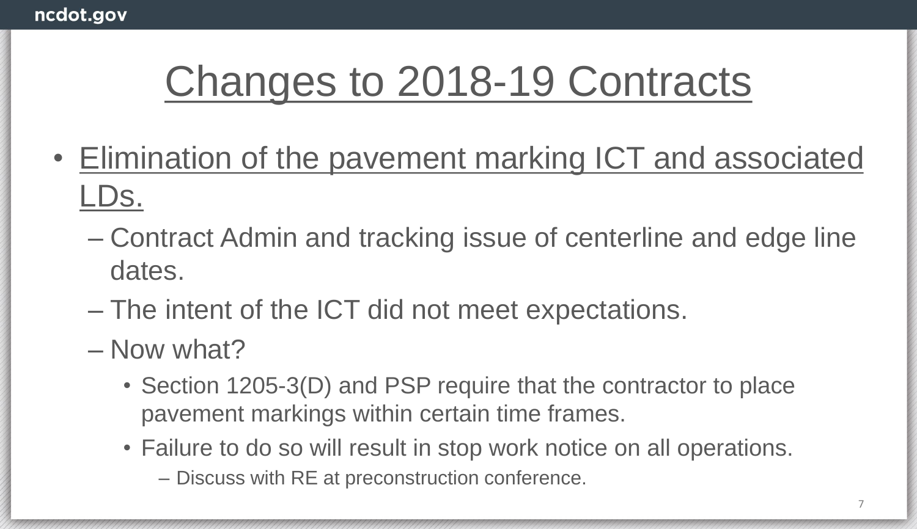# Changes to 2018-19 Contracts

- Elimination of the pavement marking ICT and associated LDs.
  - Contract Admin and tracking issue of centerline and edge line dates.
  - The intent of the ICT did not meet expectations.
  - Now what?
    - Section 1205-3(D) and PSP require that the contractor to place pavement markings within certain time frames.
    - Failure to do so will result in stop work notice on all operations.
      - Discuss with RE at preconstruction conference.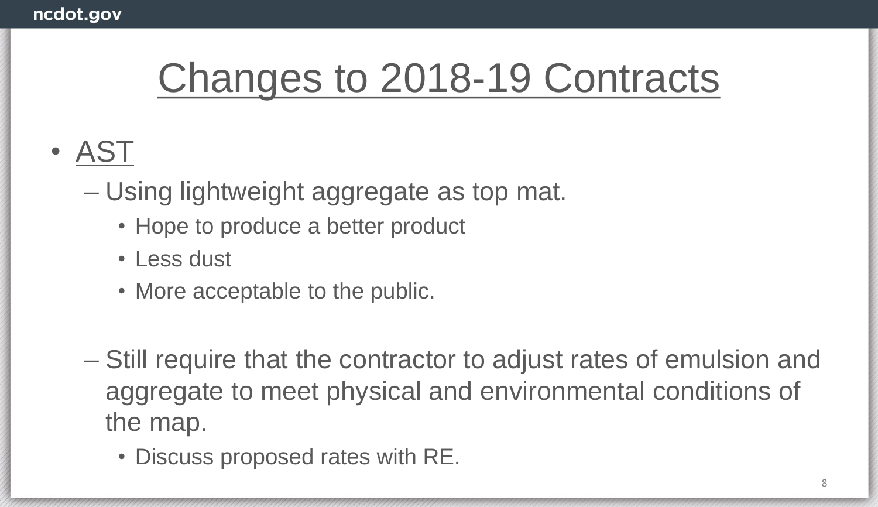# Changes to 2018-19 Contracts

- AST
  - Using lightweight aggregate as top mat.
    - Hope to produce a better product
    - Less dust
    - More acceptable to the public.
  - Still require that the contractor to adjust rates of emulsion and aggregate to meet physical and environmental conditions of the map.
    - Discuss proposed rates with RE.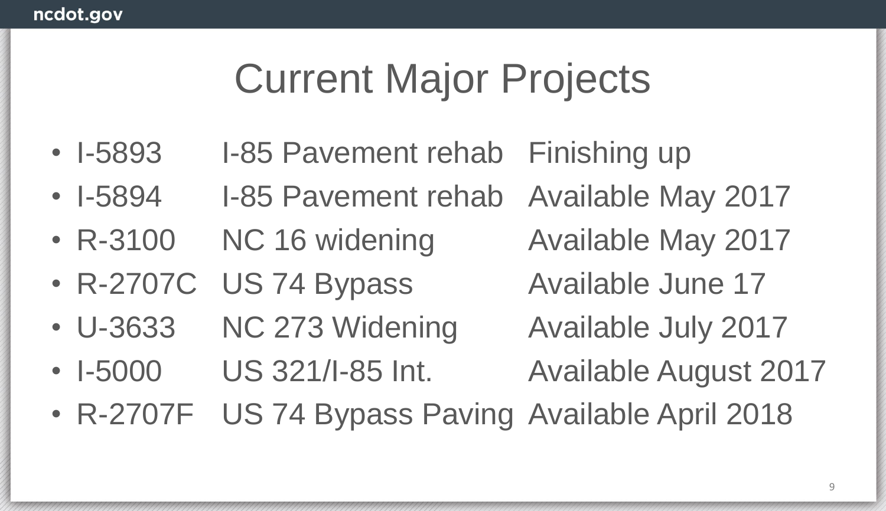# Current Major Projects

- I-5893 I-85 Pavement rehab Finishing up
- I-5894 I-85 Pavement rehab Available May 2017
- R-3100 NC 16 widening Available May 2017
- R-2707C US 74 Bypass Available June 17
- U-3633 NC 273 Widening Available July 2017
- I-5000 US 321/I-85 Int. Available August 2017
- R-2707F US 74 Bypass Paving Available April 2018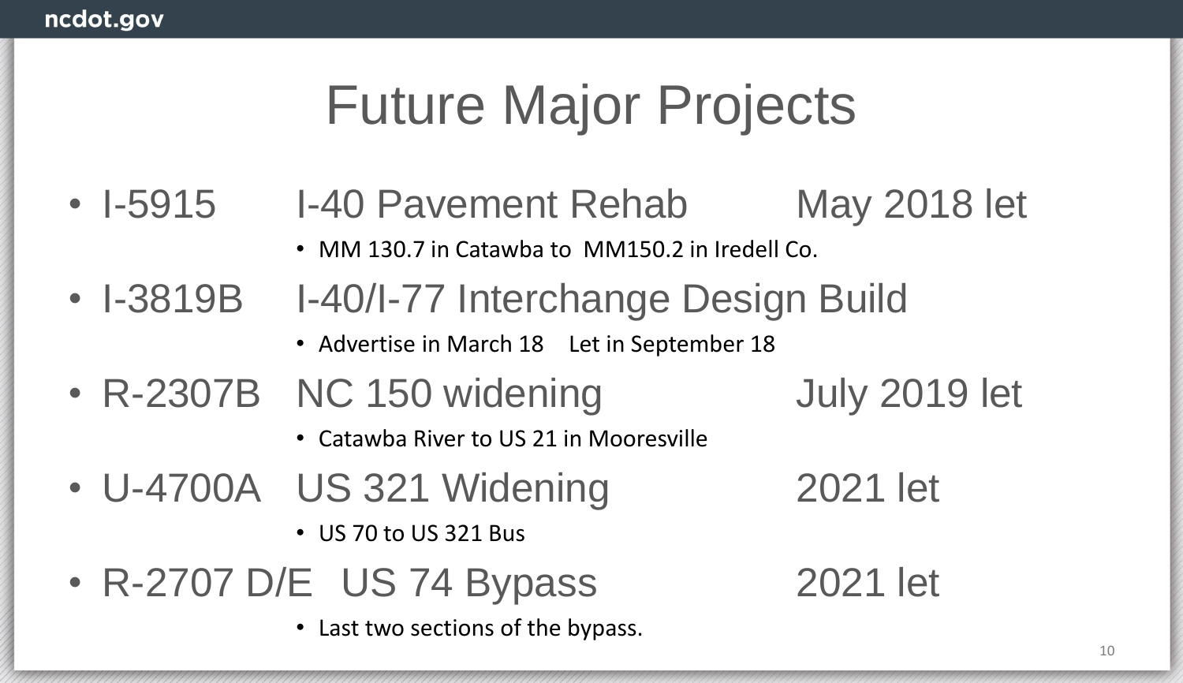# Future Major Projects

- I-5915 I-40 Pavement Rehab May 2018 let
  - MM 130.7 in Catawba to MM150.2 in Iredell Co.
- I-3819B I-40/I-77 Interchange Design Build
  - Advertise in March 18 Let in September 18
- R-2307B NC 150 widening July 2019 let
  - Catawba River to US 21 in Mooresville
- U-4700A US 321 Widening 2021 let
  - US 70 to US 321 Bus
- R-2707 D/E US 74 Bypass 2021 let
  - Last two sections of the bypass.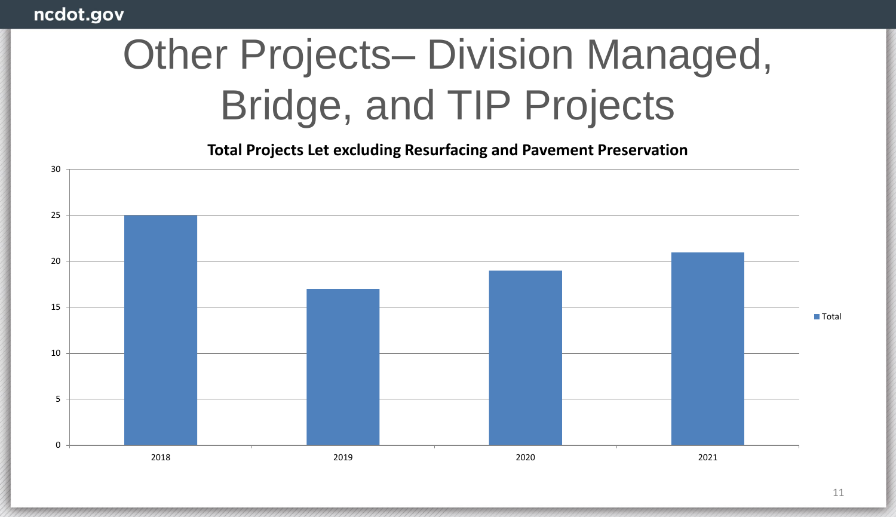# Other Projects– Division Managed, Bridge, and TIP Projects

**Total Projects Let excluding Resurfacing and Pavement Preservation**

| Year | Total |
|---|---|
| 2018 | 25 |
| 2019 | 17 |
| 2020 | 19 |
| 2021 | 21 |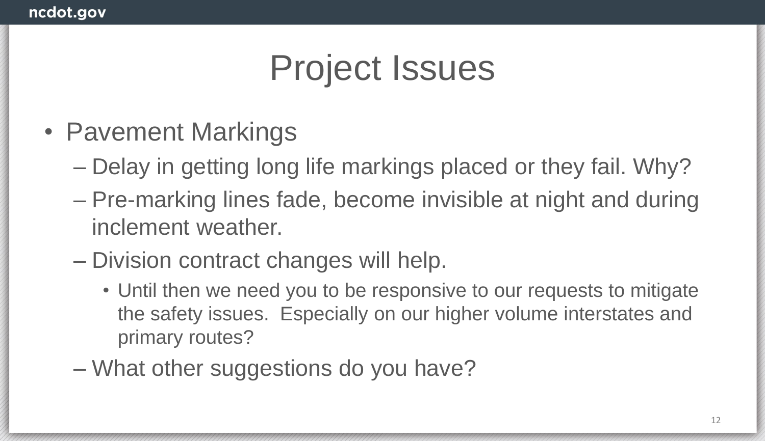# Project Issues

- Pavement Markings
  - Delay in getting long life markings placed or they fail. Why?
  - Pre-marking lines fade, become invisible at night and during inclement weather.
  - Division contract changes will help.
    - Until then we need you to be responsive to our requests to mitigate the safety issues.  Especially on our higher volume interstates and primary routes?
  - What other suggestions do you have?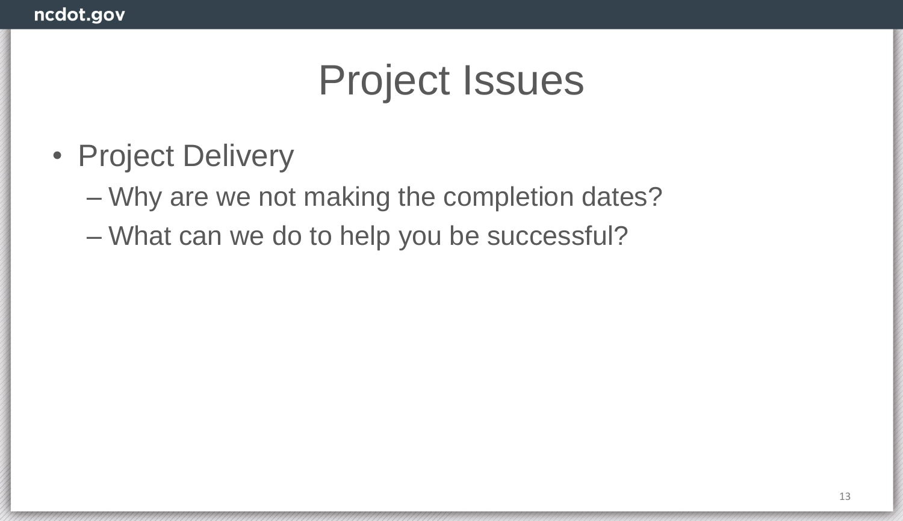# Project Issues

- Project Delivery
  - Why are we not making the completion dates?
  - What can we do to help you be successful?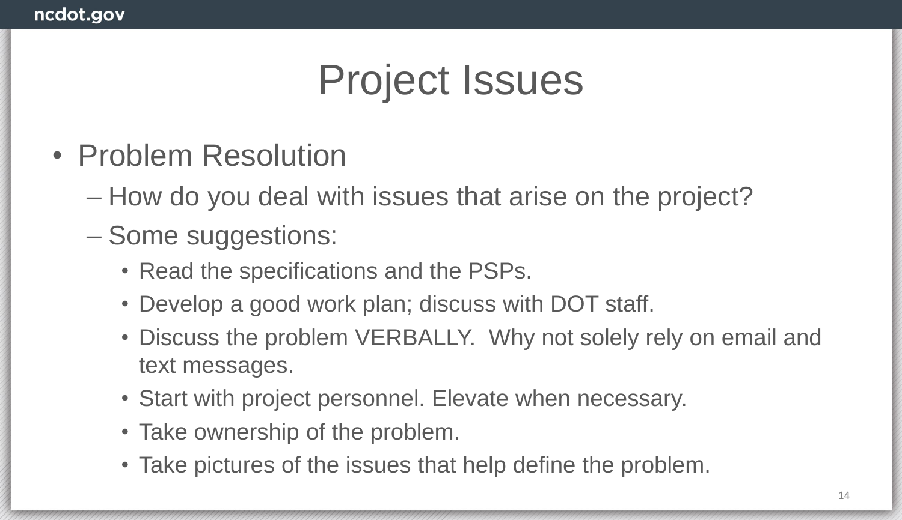# Project Issues

- Problem Resolution
  - How do you deal with issues that arise on the project?
  - Some suggestions:
    - Read the specifications and the PSPs.
    - Develop a good work plan; discuss with DOT staff.
    - Discuss the problem VERBALLY. Why not solely rely on email and text messages.
    - Start with project personnel. Elevate when necessary.
    - Take ownership of the problem.
    - Take pictures of the issues that help define the problem.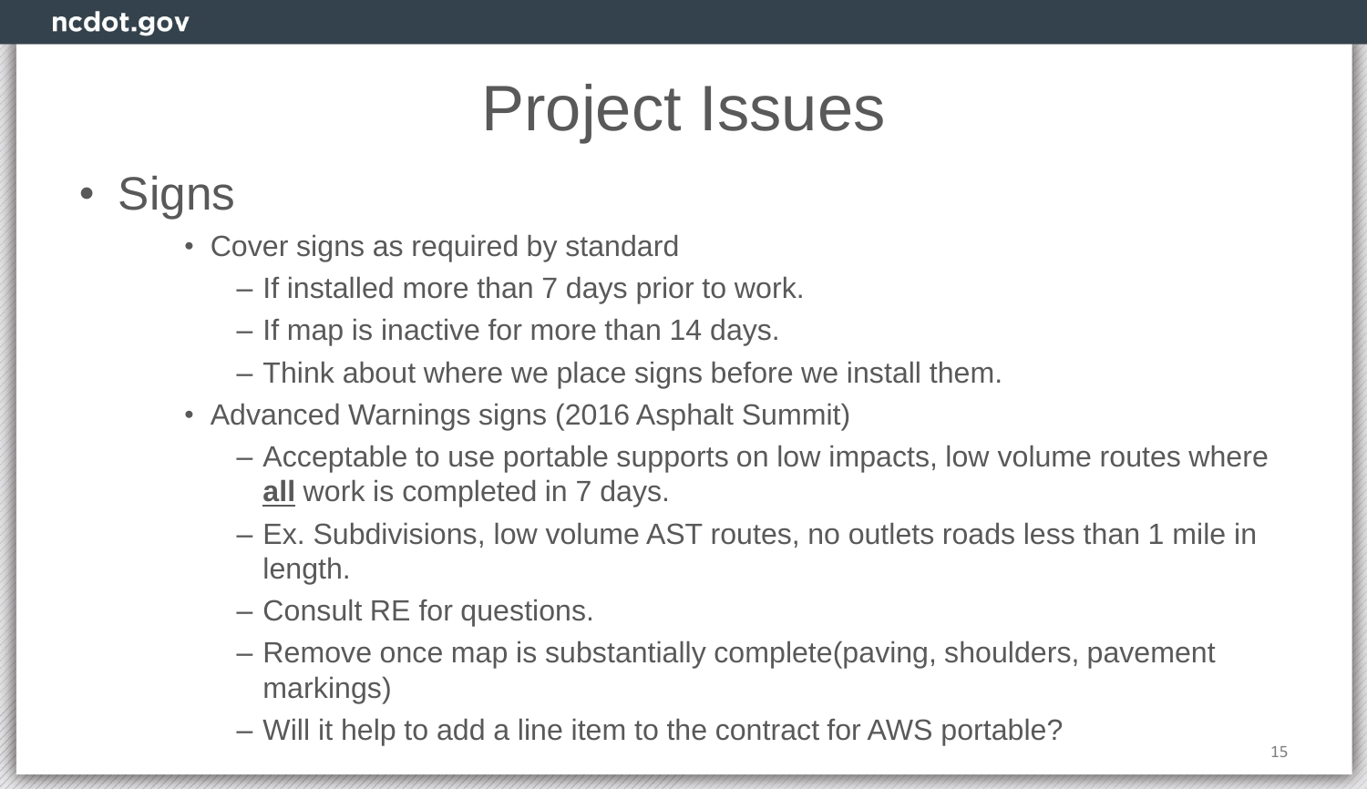# Project Issues

- Signs
  - Cover signs as required by standard
    - If installed more than 7 days prior to work.
    - If map is inactive for more than 14 days.
    - Think about where we place signs before we install them.
  - Advanced Warnings signs (2016 Asphalt Summit)
    - Acceptable to use portable supports on low impacts, low volume routes where **<u>all</u>** work is completed in 7 days.
    - Ex. Subdivisions, low volume AST routes, no outlets roads less than 1 mile in length.
    - Consult RE for questions.
    - Remove once map is substantially complete(paving, shoulders, pavement markings)
    - Will it help to add a line item to the contract for AWS portable?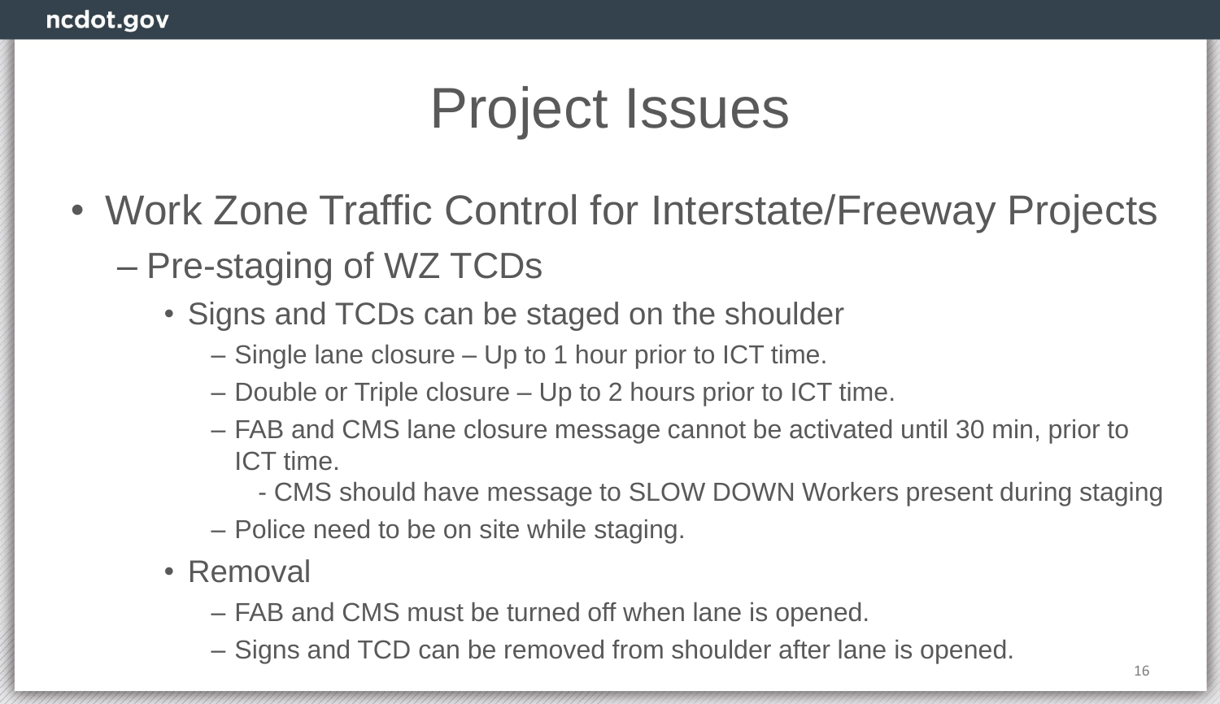# Project Issues

- Work Zone Traffic Control for Interstate/Freeway Projects
  - Pre-staging of WZ TCDs
    - Signs and TCDs can be staged on the shoulder
      - Single lane closure – Up to 1 hour prior to ICT time.
      - Double or Triple closure – Up to 2 hours prior to ICT time.
      - FAB and CMS lane closure message cannot be activated until 30 min, prior to ICT time.
        - CMS should have message to SLOW DOWN Workers present during staging
      - Police need to be on site while staging.
    - Removal
      - FAB and CMS must be turned off when lane is opened.
      - Signs and TCD can be removed from shoulder after lane is opened.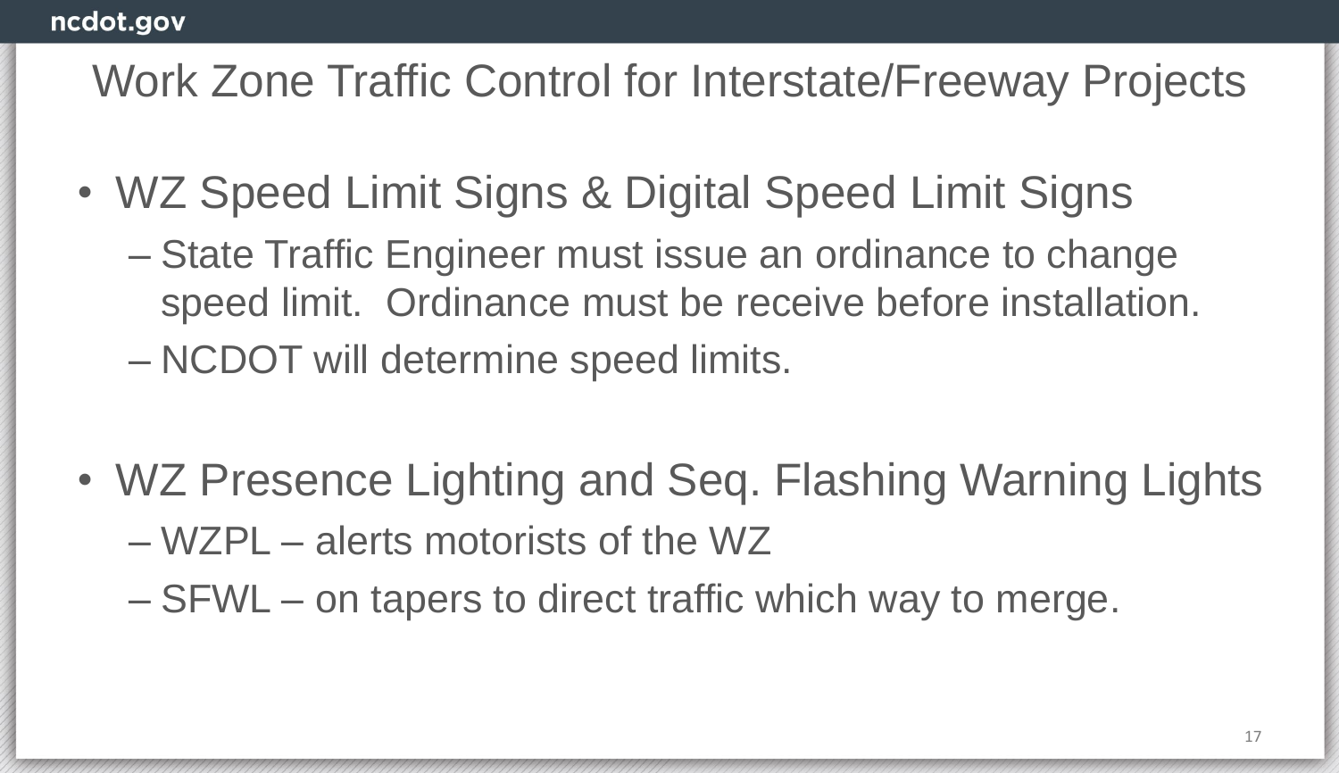# Work Zone Traffic Control for Interstate/Freeway Projects

- WZ Speed Limit Signs & Digital Speed Limit Signs
  - State Traffic Engineer must issue an ordinance to change speed limit.  Ordinance must be receive before installation.
  - NCDOT will determine speed limits.

- WZ Presence Lighting and Seq. Flashing Warning Lights
  - WZPL – alerts motorists of the WZ
  - SFWL – on tapers to direct traffic which way to merge.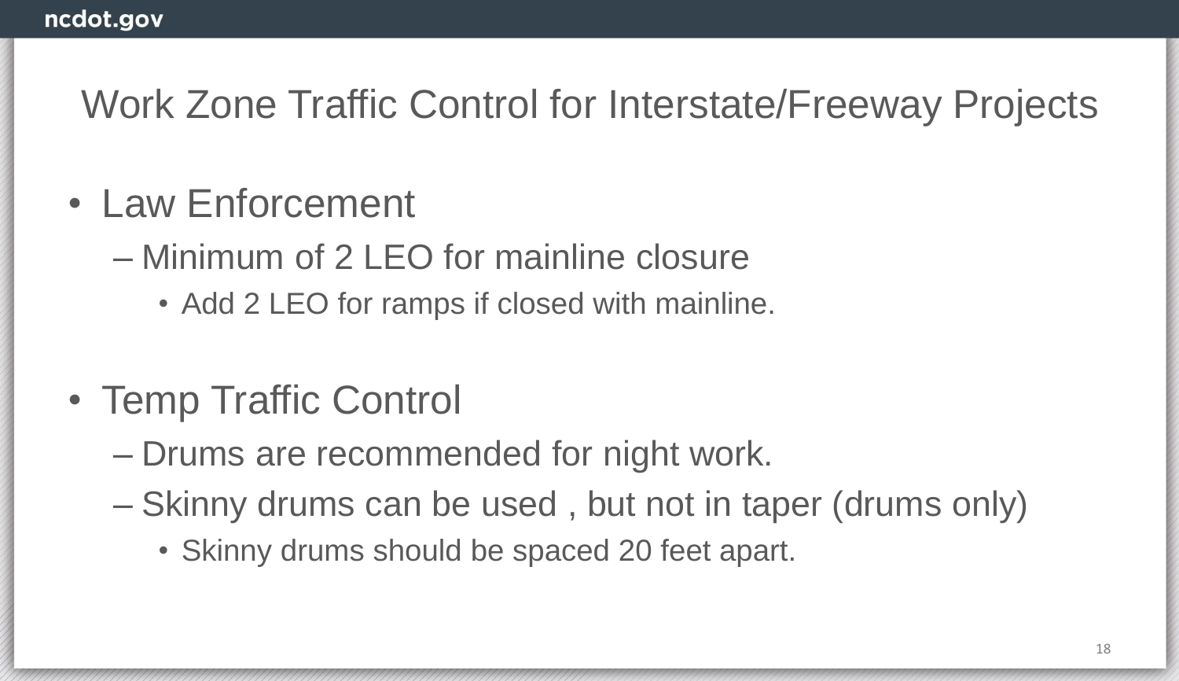# Work Zone Traffic Control for Interstate/Freeway Projects

- Law Enforcement
  - Minimum of 2 LEO for mainline closure
    - Add 2 LEO for ramps if closed with mainline.
- Temp Traffic Control
  - Drums are recommended for night work.
  - Skinny drums can be used , but not in taper (drums only)
    - Skinny drums should be spaced 20 feet apart.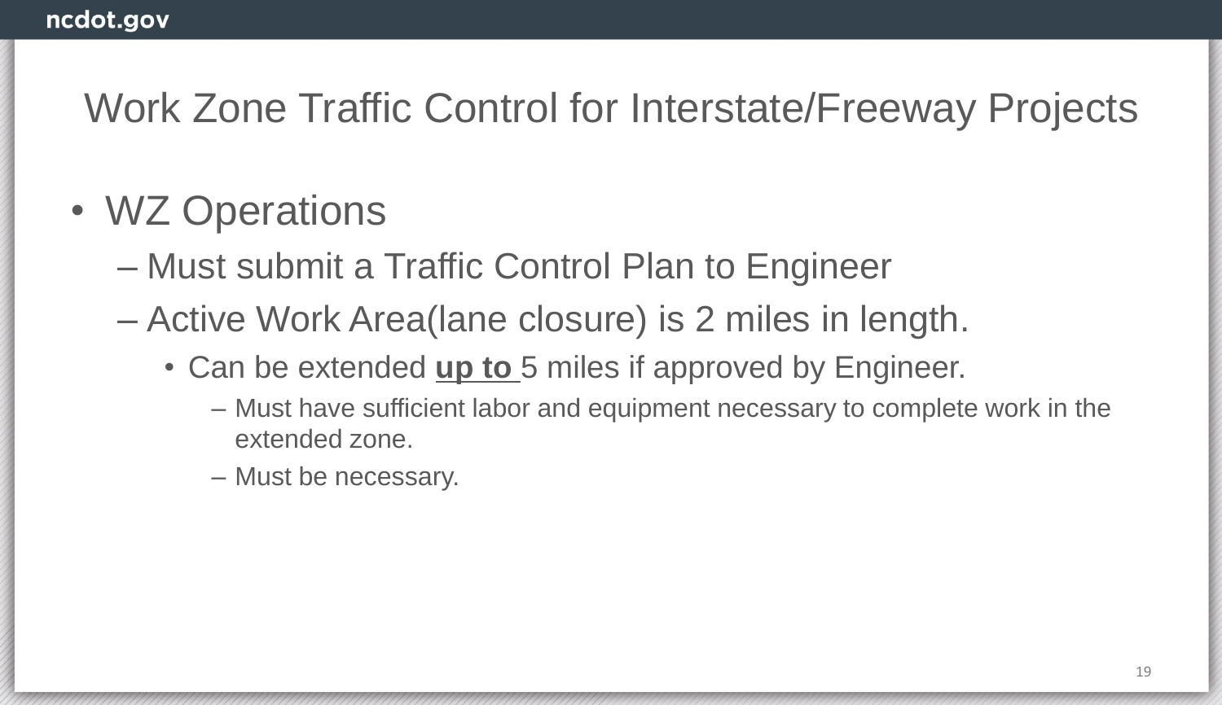# Work Zone Traffic Control for Interstate/Freeway Projects

- WZ Operations
  - Must submit a Traffic Control Plan to Engineer
  - Active Work Area(lane closure) is 2 miles in length.
    - Can be extended **up to** 5 miles if approved by Engineer.
      - Must have sufficient labor and equipment necessary to complete work in the extended zone.
      - Must be necessary.